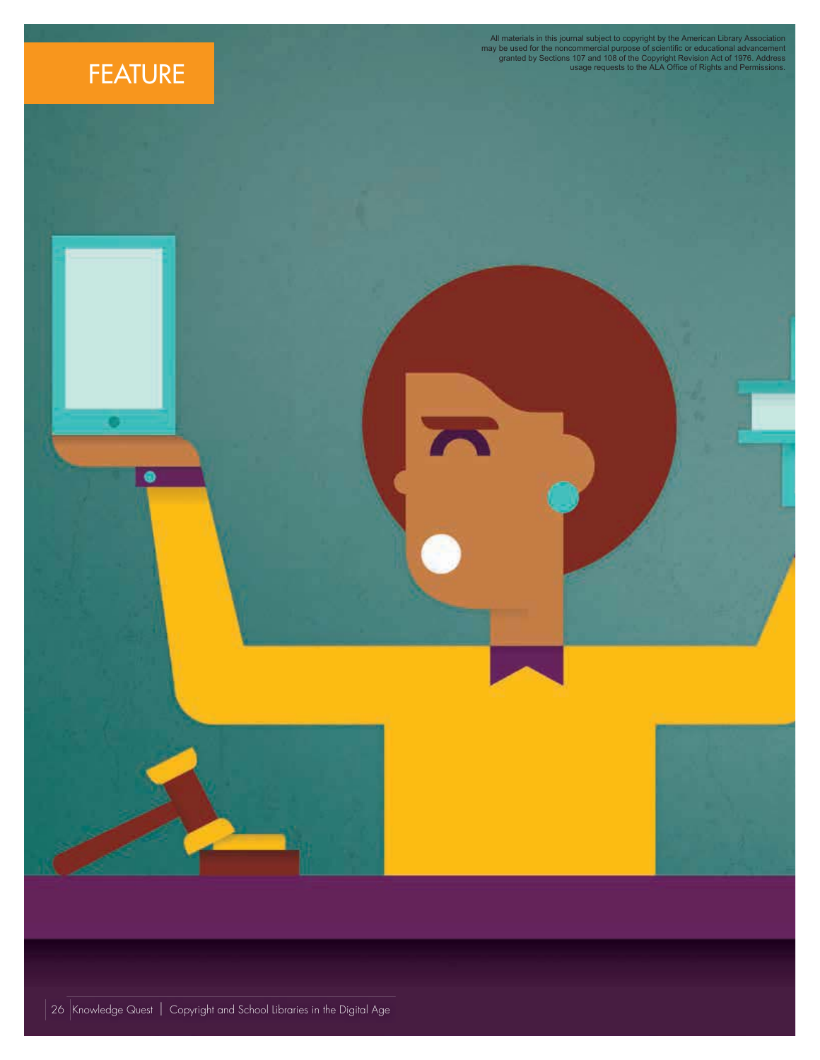FEATURE

All materials in this journal subject to copyright by the American Library Association may be used for the noncommercial purpose of scientific or educational advancement granted by Sections 107 and 108 of the Copyright Revision Act of 1976. Address usage requests to the ALA Office of Rights and Permissions.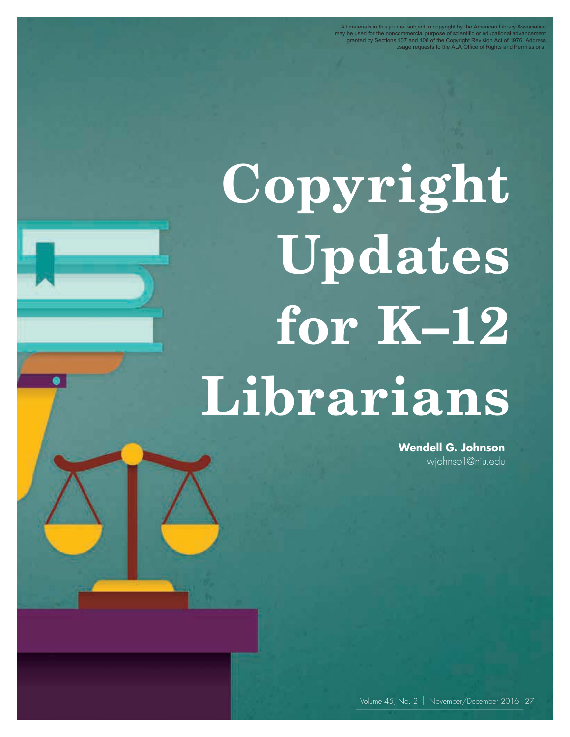All materials in this journal subject to copyright by the American Library Association may be used for the noncommercial purpose of scientific or educational advancement granted by Sections 107 and 108 of the Copyright Revision Act of 1976. Address usage requests to the ALA Office of Rights and Permissions.

# Copyright Updates for K–12 Librarians

**Wendell G. Johnson**
wjohnso1@niu.edu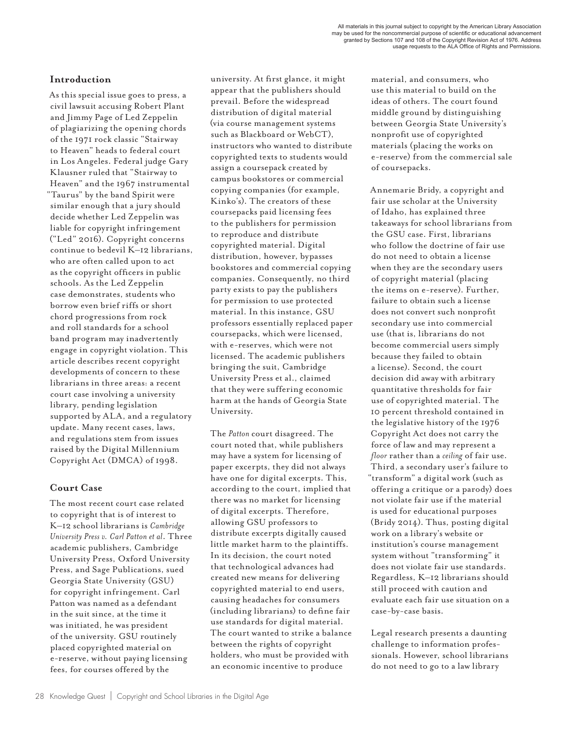## Introduction

As this special issue goes to press, a civil lawsuit accusing Robert Plant and Jimmy Page of Led Zeppelin of plagiarizing the opening chords of the 1971 rock classic "Stairway to Heaven" heads to federal court in Los Angeles. Federal judge Gary Klausner ruled that "Stairway to Heaven" and the 1967 instrumental "Taurus" by the band Spirit were similar enough that a jury should decide whether Led Zeppelin was liable for copyright infringement ("Led" 2016). Copyright concerns continue to bedevil K–12 librarians, who are often called upon to act as the copyright officers in public schools. As the Led Zeppelin case demonstrates, students who borrow even brief riffs or short chord progressions from rock and roll standards for a school band program may inadvertently engage in copyright violation. This article describes recent copyright developments of concern to these librarians in three areas: a recent court case involving a university library, pending legislation supported by ALA, and a regulatory update. Many recent cases, laws, and regulations stem from issues raised by the Digital Millennium Copyright Act (DMCA) of 1998.

## Court Case

The most recent court case related to copyright that is of interest to K–12 school librarians is *Cambridge University Press v. Carl Patton et al*. Three academic publishers, Cambridge University Press, Oxford University Press, and Sage Publications, sued Georgia State University (GSU) for copyright infringement. Carl Patton was named as a defendant in the suit since, at the time it was initiated, he was president of the university. GSU routinely placed copyrighted material on e-reserve, without paying licensing fees, for courses offered by the university. At first glance, it might appear that the publishers should prevail. Before the widespread distribution of digital material (via course management systems such as Blackboard or WebCT), instructors who wanted to distribute copyrighted texts to students would assign a coursepack created by campus bookstores or commercial copying companies (for example, Kinko's). The creators of these coursepacks paid licensing fees to the publishers for permission to reproduce and distribute copyrighted material. Digital distribution, however, bypasses bookstores and commercial copying companies. Consequently, no third party exists to pay the publishers for permission to use protected material. In this instance, GSU professors essentially replaced paper coursepacks, which were licensed, with e-reserves, which were not licensed. The academic publishers bringing the suit, Cambridge University Press et al., claimed that they were suffering economic harm at the hands of Georgia State University.

The *Patton* court disagreed. The court noted that, while publishers may have a system for licensing of paper excerpts, they did not always have one for digital excerpts. This, according to the court, implied that there was no market for licensing of digital excerpts. Therefore, allowing GSU professors to distribute excerpts digitally caused little market harm to the plaintiffs. In its decision, the court noted that technological advances had created new means for delivering copyrighted material to end users, causing headaches for consumers (including librarians) to define fair use standards for digital material. The court wanted to strike a balance between the rights of copyright holders, who must be provided with an economic incentive to produce material, and consumers, who use this material to build on the ideas of others. The court found middle ground by distinguishing between Georgia State University's nonprofit use of copyrighted materials (placing the works on e-reserve) from the commercial sale of coursepacks.

Annemarie Bridy, a copyright and fair use scholar at the University of Idaho, has explained three takeaways for school librarians from the GSU case. First, librarians who follow the doctrine of fair use do not need to obtain a license when they are the secondary users of copyright material (placing the items on e-reserve). Further, failure to obtain such a license does not convert such nonprofit secondary use into commercial use (that is, librarians do not become commercial users simply because they failed to obtain a license). Second, the court decision did away with arbitrary quantitative thresholds for fair use of copyrighted material. The 10 percent threshold contained in the legislative history of the 1976 Copyright Act does not carry the force of law and may represent a *floor* rather than a *ceiling* of fair use. Third, a secondary user's failure to "transform" a digital work (such as offering a critique or a parody) does not violate fair use if the material is used for educational purposes (Bridy 2014). Thus, posting digital work on a library's website or institution's course management system without "transforming" it does not violate fair use standards. Regardless, K–12 librarians should still proceed with caution and evaluate each fair use situation on a case-by-case basis.

Legal research presents a daunting challenge to information professionals. However, school librarians do not need to go to a law library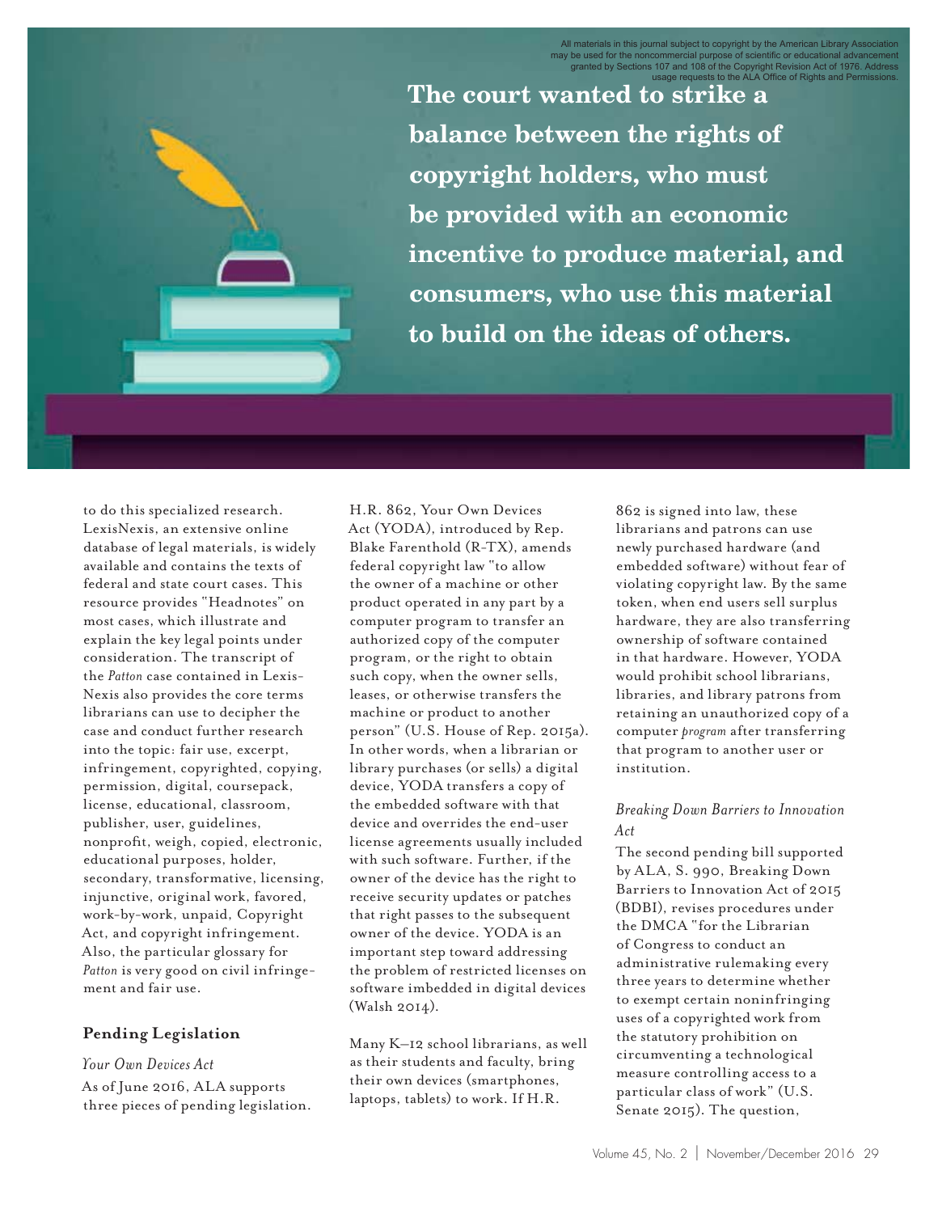All materials in this journal subject to copyright by the American Library Association may be used for the noncommercial purpose of scientific or educational advancement granted by Sections 107 and 108 of the Copyright Revision Act of 1976. Address usage requests to the ALA Office of Rights and Permissions.

**The court wanted to strike a balance between the rights of copyright holders, who must be provided with an economic incentive to produce material, and consumers, who use this material to build on the ideas of others.**

to do this specialized research. LexisNexis, an extensive online database of legal materials, is widely available and contains the texts of federal and state court cases. This resource provides "Headnotes" on most cases, which illustrate and explain the key legal points under consideration. The transcript of the *Patton* case contained in LexisNexis also provides the core terms librarians can use to decipher the case and conduct further research into the topic: fair use, excerpt, infringement, copyrighted, copying, permission, digital, coursepack, license, educational, classroom, publisher, user, guidelines, nonprofit, weigh, copied, electronic, educational purposes, holder, secondary, transformative, licensing, injunctive, original work, favored, work-by-work, unpaid, Copyright Act, and copyright infringement. Also, the particular glossary for *Patton* is very good on civil infringement and fair use.

## Pending Legislation

### *Your Own Devices Act*

As of June 2016, ALA supports three pieces of pending legislation. H.R. 862, Your Own Devices Act (YODA), introduced by Rep. Blake Farenthold (R-TX), amends federal copyright law "to allow the owner of a machine or other product operated in any part by a computer program to transfer an authorized copy of the computer program, or the right to obtain such copy, when the owner sells, leases, or otherwise transfers the machine or product to another person" (U.S. House of Rep. 2015a). In other words, when a librarian or library purchases (or sells) a digital device, YODA transfers a copy of the embedded software with that device and overrides the end-user license agreements usually included with such software. Further, if the owner of the device has the right to receive security updates or patches that right passes to the subsequent owner of the device. YODA is an important step toward addressing the problem of restricted licenses on software imbedded in digital devices (Walsh 2014).

Many K–12 school librarians, as well as their students and faculty, bring their own devices (smartphones, laptops, tablets) to work. If H.R. 862 is signed into law, these librarians and patrons can use newly purchased hardware (and embedded software) without fear of violating copyright law. By the same token, when end users sell surplus hardware, they are also transferring ownership of software contained in that hardware. However, YODA would prohibit school librarians, libraries, and library patrons from retaining an unauthorized copy of a computer *program* after transferring that program to another user or institution.

### *Breaking Down Barriers to Innovation Act*

The second pending bill supported by ALA, S. 990, Breaking Down Barriers to Innovation Act of 2015 (BDBI), revises procedures under the DMCA "for the Librarian of Congress to conduct an administrative rulemaking every three years to determine whether to exempt certain noninfringing uses of a copyrighted work from the statutory prohibition on circumventing a technological measure controlling access to a particular class of work" (U.S. Senate 2015). The question,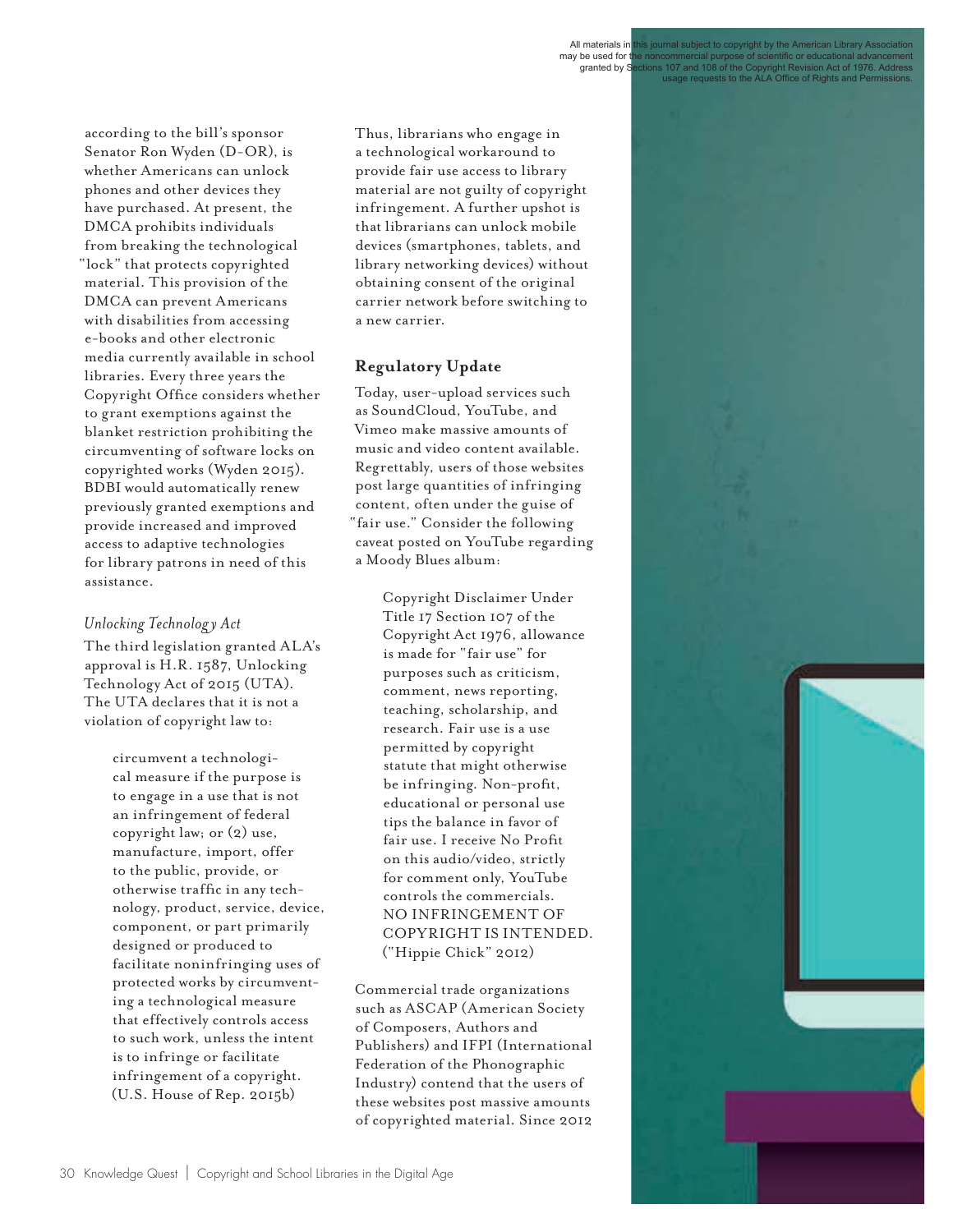according to the bill's sponsor Senator Ron Wyden (D-OR), is whether Americans can unlock phones and other devices they have purchased. At present, the DMCA prohibits individuals from breaking the technological "lock" that protects copyrighted material. This provision of the DMCA can prevent Americans with disabilities from accessing e-books and other electronic media currently available in school libraries. Every three years the Copyright Office considers whether to grant exemptions against the blanket restriction prohibiting the circumventing of software locks on copyrighted works (Wyden 2015). BDBI would automatically renew previously granted exemptions and provide increased and improved access to adaptive technologies for library patrons in need of this assistance.

### *Unlocking Technology Act*

The third legislation granted ALA's approval is H.R. 1587, Unlocking Technology Act of 2015 (UTA). The UTA declares that it is not a violation of copyright law to:

> circumvent a technological measure if the purpose is to engage in a use that is not an infringement of federal copyright law; or (2) use, manufacture, import, offer to the public, provide, or otherwise traffic in any technology, product, service, device, component, or part primarily designed or produced to facilitate noninfringing uses of protected works by circumventing a technological measure that effectively controls access to such work, unless the intent is to infringe or facilitate infringement of a copyright. (U.S. House of Rep. 2015b)

Thus, librarians who engage in a technological workaround to provide fair use access to library material are not guilty of copyright infringement. A further upshot is that librarians can unlock mobile devices (smartphones, tablets, and library networking devices) without obtaining consent of the original carrier network before switching to a new carrier.

## Regulatory Update

Today, user-upload services such as SoundCloud, YouTube, and Vimeo make massive amounts of music and video content available. Regrettably, users of those websites post large quantities of infringing content, often under the guise of "fair use." Consider the following caveat posted on YouTube regarding a Moody Blues album:

> Copyright Disclaimer Under Title 17 Section 107 of the Copyright Act 1976, allowance is made for "fair use" for purposes such as criticism, comment, news reporting, teaching, scholarship, and research. Fair use is a use permitted by copyright statute that might otherwise be infringing. Non-profit, educational or personal use tips the balance in favor of fair use. I receive No Profit on this audio/video, strictly for comment only, YouTube controls the commercials. NO INFRINGEMENT OF COPYRIGHT IS INTENDED. ("Hippie Chick" 2012)

Commercial trade organizations such as ASCAP (American Society of Composers, Authors and Publishers) and IFPI (International Federation of the Phonographic Industry) contend that the users of these websites post massive amounts of copyrighted material. Since 2012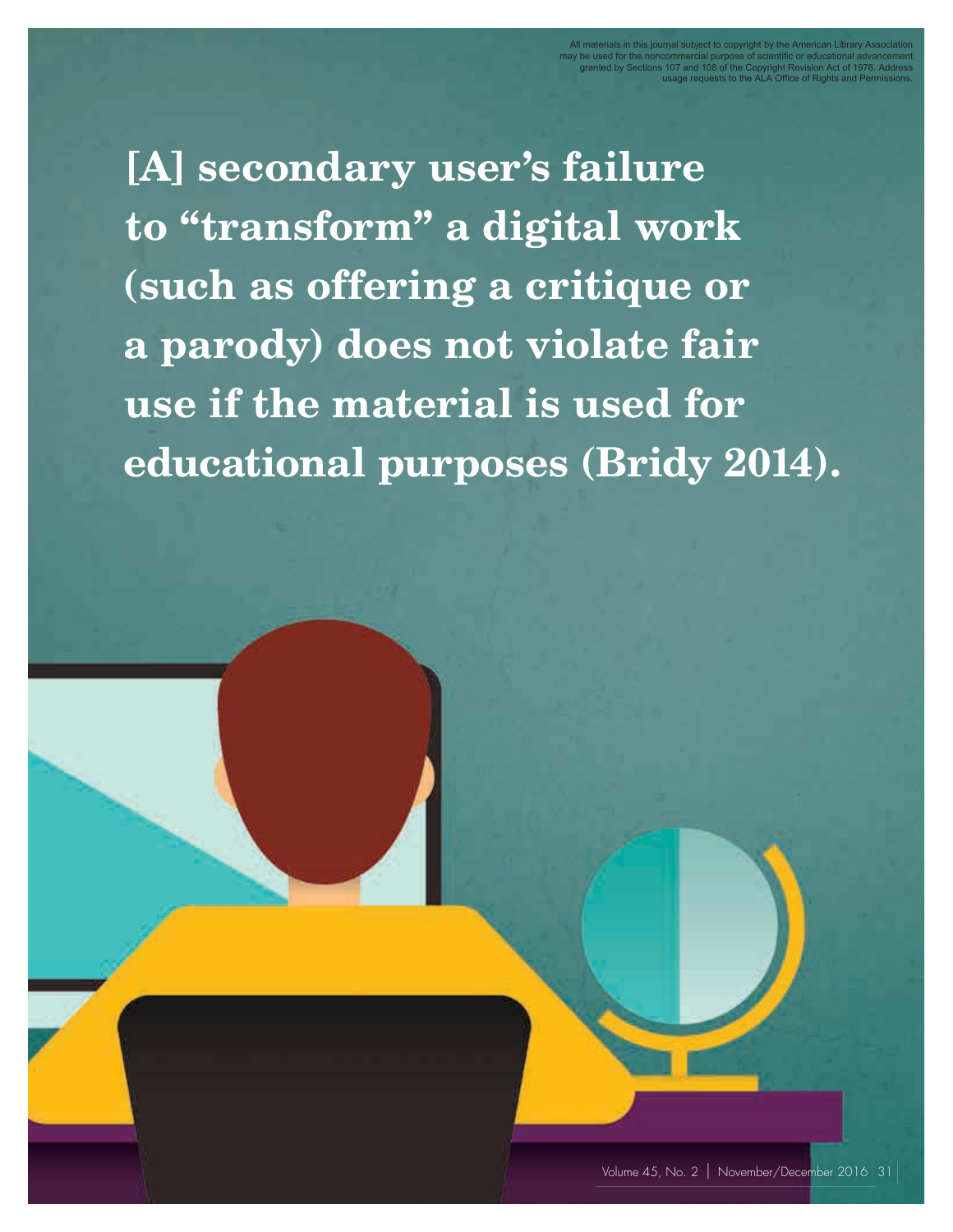All materials in this journal subject to copyright by the American Library Association may be used for the noncommercial purpose of scientific or educational advancement granted by Sections 107 and 108 of the Copyright Revision Act of 1976. Address usage requests to the ALA Office of Rights and Permissions.

**[A] secondary user's failure to "transform" a digital work (such as offering a critique or a parody) does not violate fair use if the material is used for educational purposes (Bridy 2014).**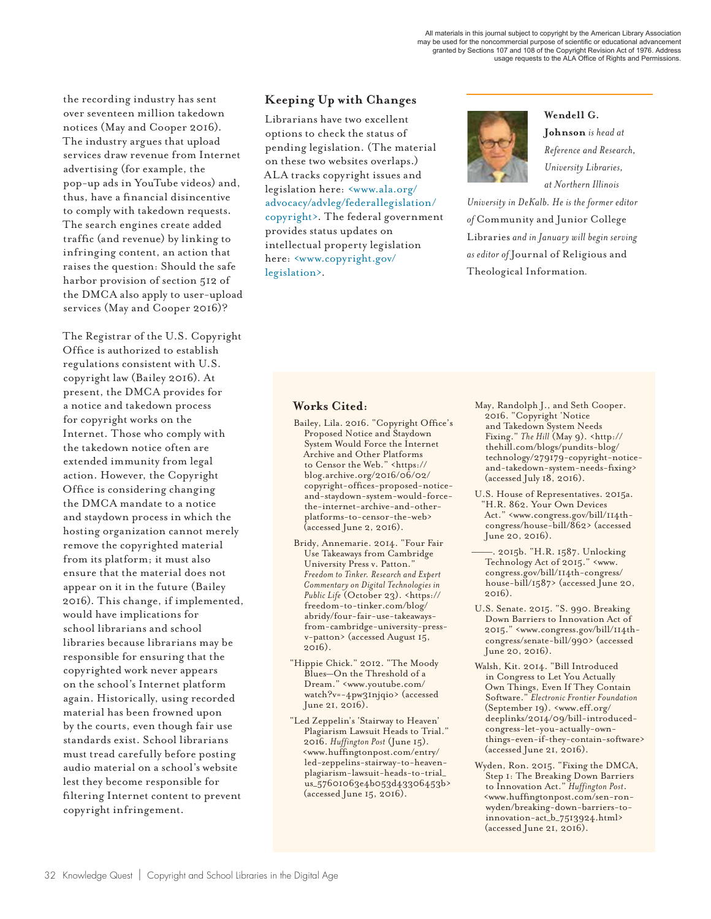the recording industry has sent over seventeen million takedown notices (May and Cooper 2016). The industry argues that upload services draw revenue from Internet advertising (for example, the pop-up ads in YouTube videos) and, thus, have a financial disincentive to comply with takedown requests. The search engines create added traffic (and revenue) by linking to infringing content, an action that raises the question: Should the safe harbor provision of section 512 of the DMCA also apply to user-upload services (May and Cooper 2016)?

The Registrar of the U.S. Copyright Office is authorized to establish regulations consistent with U.S. copyright law (Bailey 2016). At present, the DMCA provides for a notice and takedown process for copyright works on the Internet. Those who comply with the takedown notice often are extended immunity from legal action. However, the Copyright Office is considering changing the DMCA mandate to a notice and staydown process in which the hosting organization cannot merely remove the copyrighted material from its platform; it must also ensure that the material does not appear on it in the future (Bailey 2016). This change, if implemented, would have implications for school librarians and school libraries because librarians may be responsible for ensuring that the copyrighted work never appears on the school's Internet platform again. Historically, using recorded material has been frowned upon by the courts, even though fair use standards exist. School librarians must tread carefully before posting audio material on a school's website lest they become responsible for filtering Internet content to prevent copyright infringement.

## Keeping Up with Changes

Librarians have two excellent options to check the status of pending legislation. (The material on these two websites overlaps.) ALA tracks copyright issues and legislation here: <www.ala.org/advocacy/advleg/federallegislation/copyright>. The federal government provides status updates on intellectual property legislation here: <www.copyright.gov/legislation>.

**Wendell G. Johnson** *is head at Reference and Research, University Libraries, at Northern Illinois University in DeKalb. He is the former editor of* Community and Junior College Libraries *and in January will begin serving as editor of* Journal of Religious and Theological Information.

## Works Cited:

Bailey, Lila. 2016. "Copyright Office's Proposed Notice and Staydown System Would Force the Internet Archive and Other Platforms to Censor the Web." <https://blog.archive.org/2016/06/02/copyright-offices-proposed-notice-and-staydown-system-would-force-the-internet-archive-and-other-platforms-to-censor-the-web> (accessed June 2, 2016).

Bridy, Annemarie. 2014. "Four Fair Use Takeaways from Cambridge University Press v. Patton." *Freedom to Tinker. Research and Expert Commentary on Digital Technologies in Public Life* (October 23). <https://freedom-to-tinker.com/blog/abridy/four-fair-use-takeaways-from-cambridge-university-press-v-patton> (accessed August 15, 2016).

"Hippie Chick." 2012. "The Moody Blues—On the Threshold of a Dream." <www.youtube.com/watch?v=-4pw31njqio> (accessed June 21, 2016).

"Led Zeppelin's 'Stairway to Heaven' Plagiarism Lawsuit Heads to Trial." 2016. *Huffington Post* (June 15). <www.huffingtonpost.com/entry/led-zeppelins-stairway-to-heaven-plagiarism-lawsuit-heads-to-trial_us_57601063e4b053d43306453b> (accessed June 15, 2016).

May, Randolph J., and Seth Cooper. 2016. "Copyright 'Notice and Takedown System Needs Fixing." *The Hill* (May 9). <http://thehill.com/blogs/pundits-blog/technology/279179-copyright-notice-and-takedown-system-needs-fixing> (accessed July 18, 2016).

U.S. House of Representatives. 2015a. "H.R. 862. Your Own Devices Act." <www.congress.gov/bill/114th-congress/house-bill/862> (accessed June 20, 2016).

———. 2015b. "H.R. 1587. Unlocking Technology Act of 2015." <www.congress.gov/bill/114th-congress/house-bill/1587> (accessed June 20, 2016).

U.S. Senate. 2015. "S. 990. Breaking Down Barriers to Innovation Act of 2015." <www.congress.gov/bill/114th-congress/senate-bill/990> (accessed June 20, 2016).

Walsh, Kit. 2014. "Bill Introduced in Congress to Let You Actually Own Things, Even If They Contain Software." *Electronic Frontier Foundation* (September 19). <www.eff.org/deeplinks/2014/09/bill-introduced-congress-let-you-actually-own-things-even-if-they-contain-software> (accessed June 21, 2016).

Wyden, Ron. 2015. "Fixing the DMCA, Step 1: The Breaking Down Barriers to Innovation Act." *Huffington Post*. <www.huffingtonpost.com/sen-ron-wyden/breaking-down-barriers-to-innovation-act_b_7513924.html> (accessed June 21, 2016).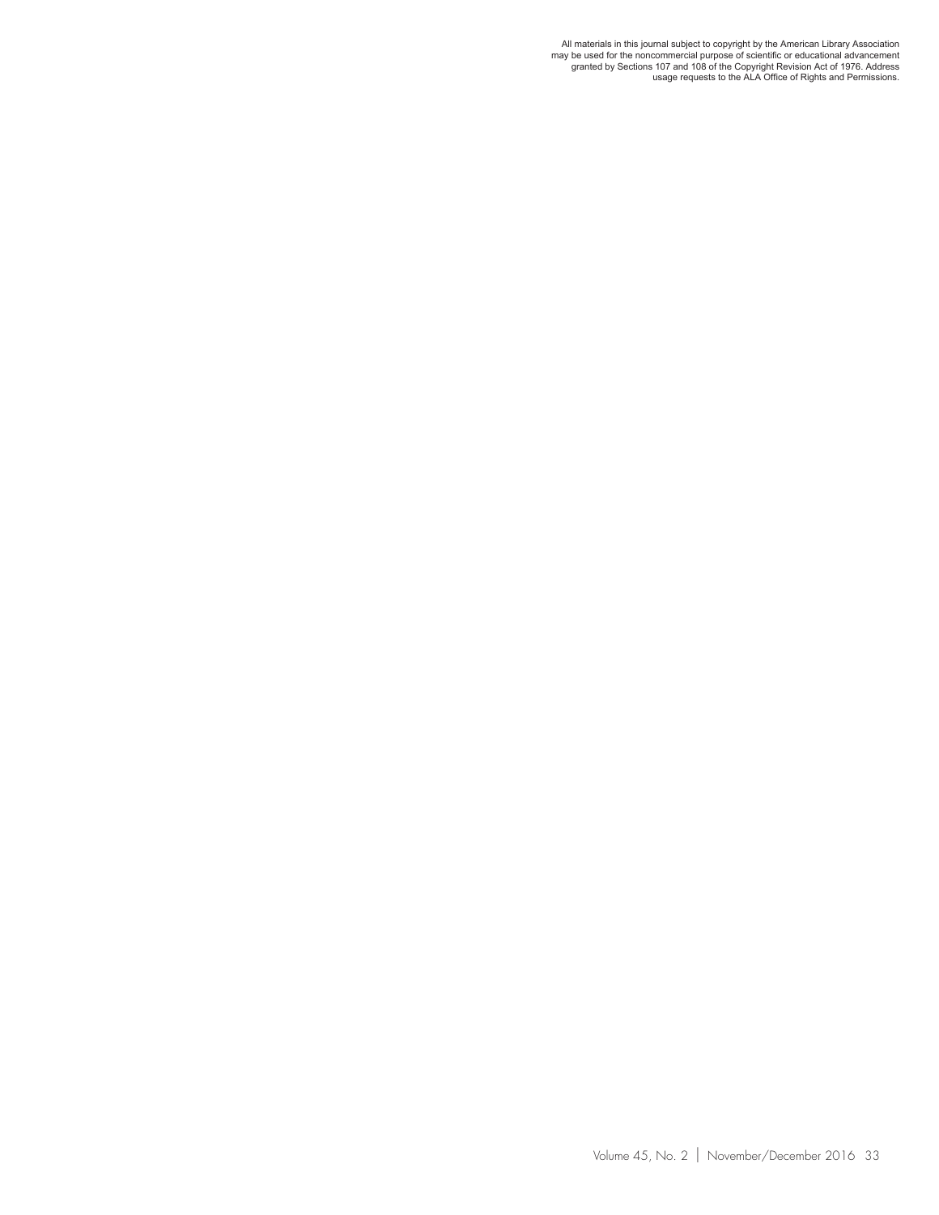All materials in this journal subject to copyright by the American Library Association may be used for the noncommercial purpose of scientific or educational advancement granted by Sections 107 and 108 of the Copyright Revision Act of 1976. Address usage requests to the ALA Office of Rights and Permissions.